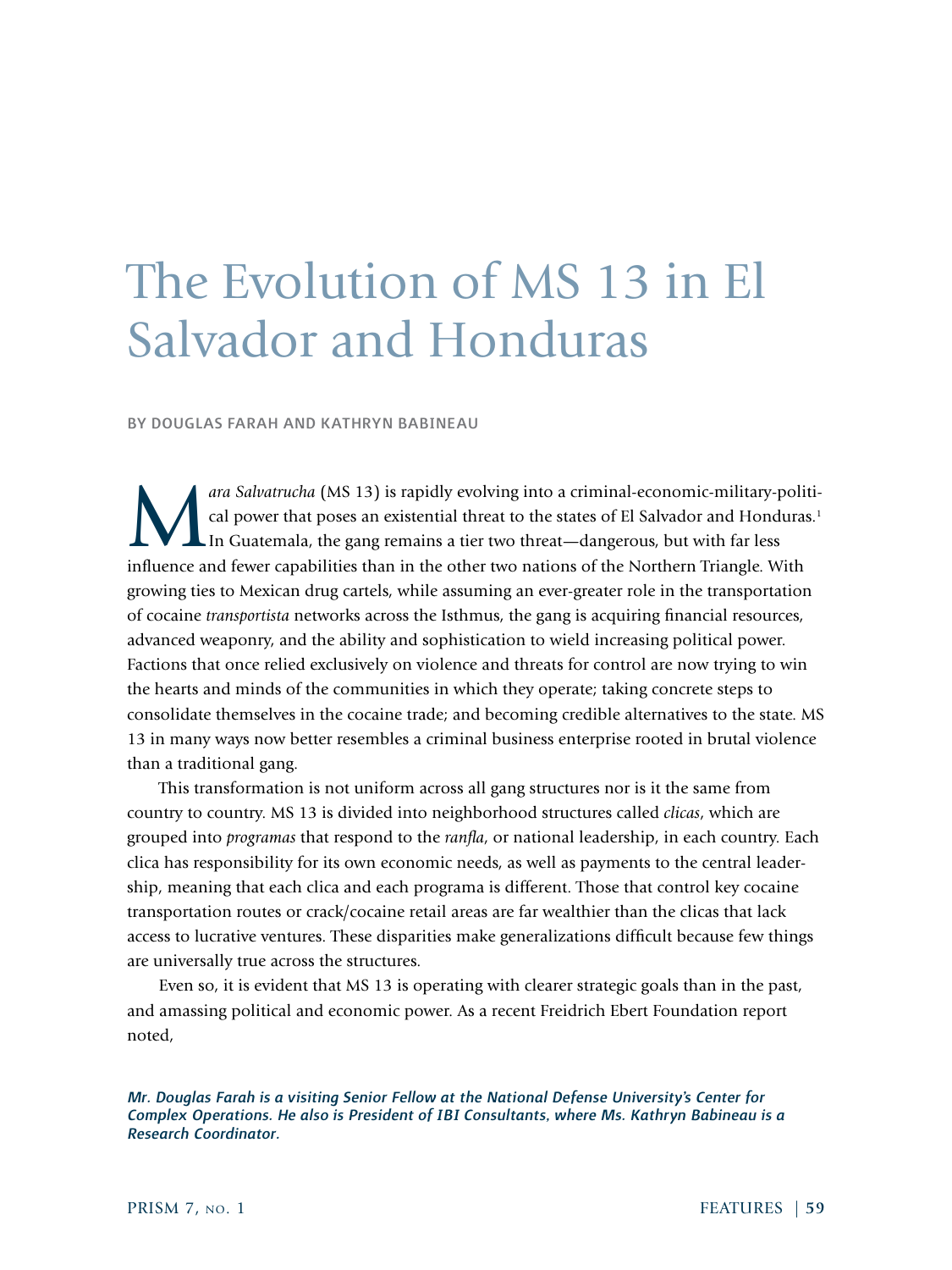# The Evolution of MS 13 in El Salvador and Honduras

BY DOUGLAS FARAH AND KATHRYN BABINEAU

*Mara Salvatrucha* (MS 13) is rapidly evolving into a criminal-economic-military-political power that poses an existential threat to the states of El Salvador and Honduras.[1] In Guatemala, the gang remains a tier two threat—dangerous, but with far less influence and fewer capabilities than in the other two nations of the Northern Triangle. With growing ties to Mexican drug cartels, while assuming an ever-greater role in the transportation of cocaine *transportista* networks across the Isthmus, the gang is acquiring financial resources, advanced weaponry, and the ability and sophistication to wield increasing political power. Factions that once relied exclusively on violence and threats for control are now trying to win the hearts and minds of the communities in which they operate; taking concrete steps to consolidate themselves in the cocaine trade; and becoming credible alternatives to the state. MS 13 in many ways now better resembles a criminal business enterprise rooted in brutal violence than a traditional gang.

This transformation is not uniform across all gang structures nor is it the same from country to country. MS 13 is divided into neighborhood structures called *clicas*, which are grouped into *programas* that respond to the *ranfla*, or national leadership, in each country. Each clica has responsibility for its own economic needs, as well as payments to the central leadership, meaning that each clica and each programa is different. Those that control key cocaine transportation routes or crack/cocaine retail areas are far wealthier than the clicas that lack access to lucrative ventures. These disparities make generalizations difficult because few things are universally true across the structures.

Even so, it is evident that MS 13 is operating with clearer strategic goals than in the past, and amassing political and economic power. As a recent Freidrich Ebert Foundation report noted,

***Mr. Douglas Farah is a visiting Senior Fellow at the National Defense University's Center for Complex Operations. He also is President of IBI Consultants, where Ms. Kathryn Babineau is a Research Coordinator.***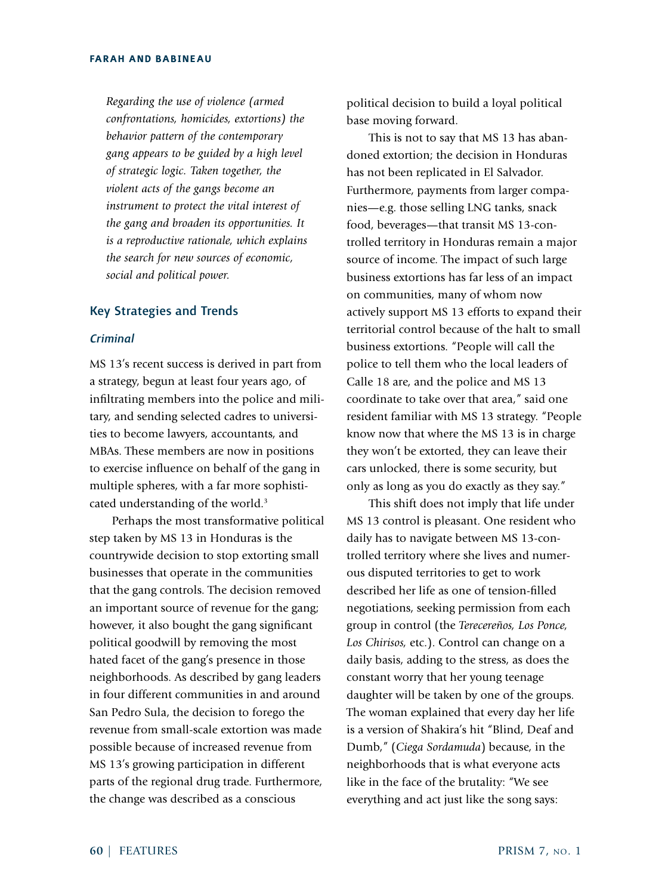*Regarding the use of violence (armed confrontations, homicides, extortions) the behavior pattern of the contemporary gang appears to be guided by a high level of strategic logic. Taken together, the violent acts of the gangs become an instrument to protect the vital interest of the gang and broaden its opportunities. It is a reproductive rationale, which explains the search for new sources of economic, social and political power.*

## Key Strategies and Trends

### *Criminal*

MS 13's recent success is derived in part from a strategy, begun at least four years ago, of infiltrating members into the police and military, and sending selected cadres to universities to become lawyers, accountants, and MBAs. These members are now in positions to exercise influence on behalf of the gang in multiple spheres, with a far more sophisticated understanding of the world.[3]

Perhaps the most transformative political step taken by MS 13 in Honduras is the countrywide decision to stop extorting small businesses that operate in the communities that the gang controls. The decision removed an important source of revenue for the gang; however, it also bought the gang significant political goodwill by removing the most hated facet of the gang's presence in those neighborhoods. As described by gang leaders in four different communities in and around San Pedro Sula, the decision to forego the revenue from small-scale extortion was made possible because of increased revenue from MS 13's growing participation in different parts of the regional drug trade. Furthermore, the change was described as a conscious political decision to build a loyal political base moving forward.

This is not to say that MS 13 has abandoned extortion; the decision in Honduras has not been replicated in El Salvador. Furthermore, payments from larger companies—e.g. those selling LNG tanks, snack food, beverages—that transit MS 13-controlled territory in Honduras remain a major source of income. The impact of such large business extortions has far less of an impact on communities, many of whom now actively support MS 13 efforts to expand their territorial control because of the halt to small business extortions. "People will call the police to tell them who the local leaders of Calle 18 are, and the police and MS 13 coordinate to take over that area," said one resident familiar with MS 13 strategy. "People know now that where the MS 13 is in charge they won't be extorted, they can leave their cars unlocked, there is some security, but only as long as you do exactly as they say."

This shift does not imply that life under MS 13 control is pleasant. One resident who daily has to navigate between MS 13-controlled territory where she lives and numerous disputed territories to get to work described her life as one of tension-filled negotiations, seeking permission from each group in control (the *Terecereños, Los Ponce, Los Chirisos,* etc.). Control can change on a daily basis, adding to the stress, as does the constant worry that her young teenage daughter will be taken by one of the groups. The woman explained that every day her life is a version of Shakira's hit "Blind, Deaf and Dumb," (*Ciega Sordamuda*) because, in the neighborhoods that is what everyone acts like in the face of the brutality: "We see everything and act just like the song says: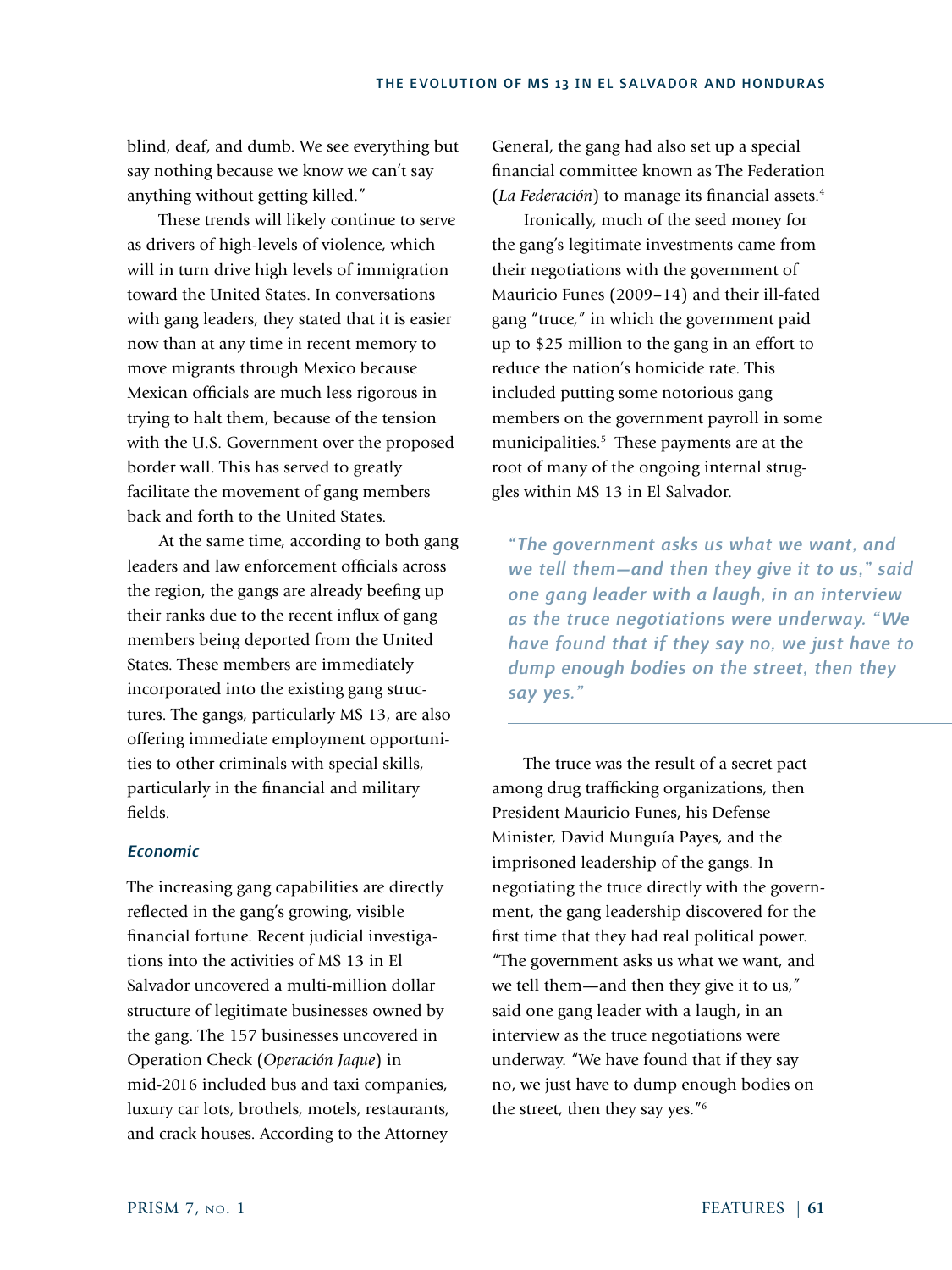blind, deaf, and dumb. We see everything but say nothing because we know we can't say anything without getting killed."

These trends will likely continue to serve as drivers of high-levels of violence, which will in turn drive high levels of immigration toward the United States. In conversations with gang leaders, they stated that it is easier now than at any time in recent memory to move migrants through Mexico because Mexican officials are much less rigorous in trying to halt them, because of the tension with the U.S. Government over the proposed border wall. This has served to greatly facilitate the movement of gang members back and forth to the United States.

At the same time, according to both gang leaders and law enforcement officials across the region, the gangs are already beefing up their ranks due to the recent influx of gang members being deported from the United States. These members are immediately incorporated into the existing gang structures. The gangs, particularly MS 13, are also offering immediate employment opportunities to other criminals with special skills, particularly in the financial and military fields.

### *Economic*

The increasing gang capabilities are directly reflected in the gang's growing, visible financial fortune. Recent judicial investigations into the activities of MS 13 in El Salvador uncovered a multi-million dollar structure of legitimate businesses owned by the gang. The 157 businesses uncovered in Operation Check (*Operación Jaque*) in mid-2016 included bus and taxi companies, luxury car lots, brothels, motels, restaurants, and crack houses. According to the Attorney General, the gang had also set up a special financial committee known as The Federation (*La Federación*) to manage its financial assets.[4]

Ironically, much of the seed money for the gang's legitimate investments came from their negotiations with the government of Mauricio Funes (2009–14) and their ill-fated gang "truce," in which the government paid up to $25 million to the gang in an effort to reduce the nation's homicide rate. This included putting some notorious gang members on the government payroll in some municipalities.[5] These payments are at the root of many of the ongoing internal struggles within MS 13 in El Salvador.

> *"The government asks us what we want, and we tell them—and then they give it to us," said one gang leader with a laugh, in an interview as the truce negotiations were underway. "We have found that if they say no, we just have to dump enough bodies on the street, then they say yes."*

The truce was the result of a secret pact among drug trafficking organizations, then President Mauricio Funes, his Defense Minister, David Munguía Payes, and the imprisoned leadership of the gangs. In negotiating the truce directly with the government, the gang leadership discovered for the first time that they had real political power. "The government asks us what we want, and we tell them—and then they give it to us," said one gang leader with a laugh, in an interview as the truce negotiations were underway. "We have found that if they say no, we just have to dump enough bodies on the street, then they say yes."[6]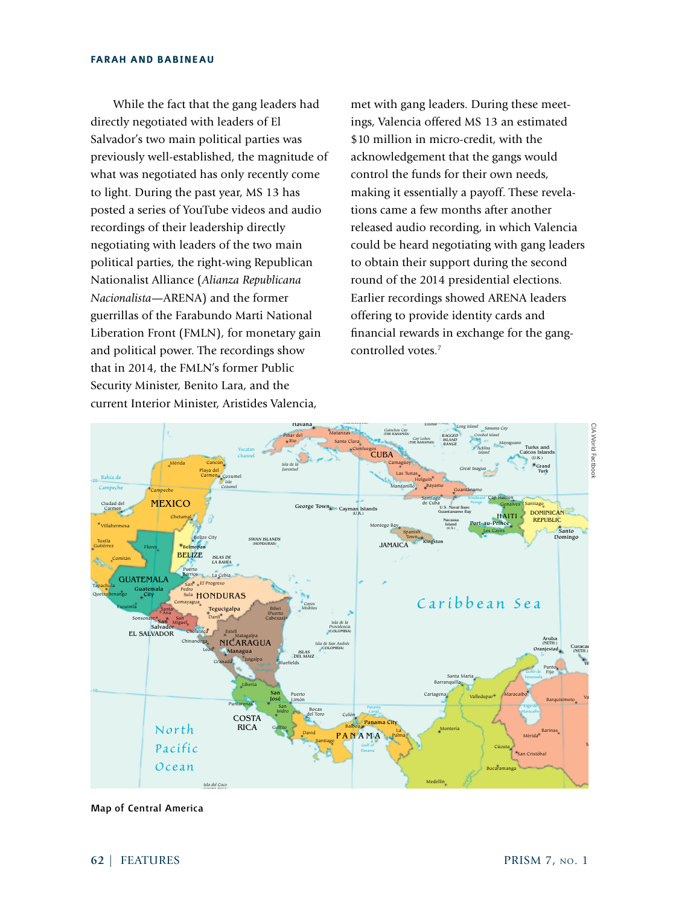While the fact that the gang leaders had directly negotiated with leaders of El Salvador's two main political parties was previously well-established, the magnitude of what was negotiated has only recently come to light. During the past year, MS 13 has posted a series of YouTube videos and audio recordings of their leadership directly negotiating with leaders of the two main political parties, the right-wing Republican Nationalist Alliance (*Alianza Republicana Nacionalista*—ARENA) and the former guerrillas of the Farabundo Marti National Liberation Front (FMLN), for monetary gain and political power. The recordings show that in 2014, the FMLN's former Public Security Minister, Benito Lara, and the current Interior Minister, Aristides Valencia, met with gang leaders. During these meetings, Valencia offered MS 13 an estimated $10 million in micro-credit, with the acknowledgement that the gangs would control the funds for their own needs, making it essentially a payoff. These revelations came a few months after another released audio recording, in which Valencia could be heard negotiating with gang leaders to obtain their support during the second round of the 2014 presidential elections. Earlier recordings showed ARENA leaders offering to provide identity cards and financial rewards in exchange for the gang-controlled votes.[7]

Map of Central America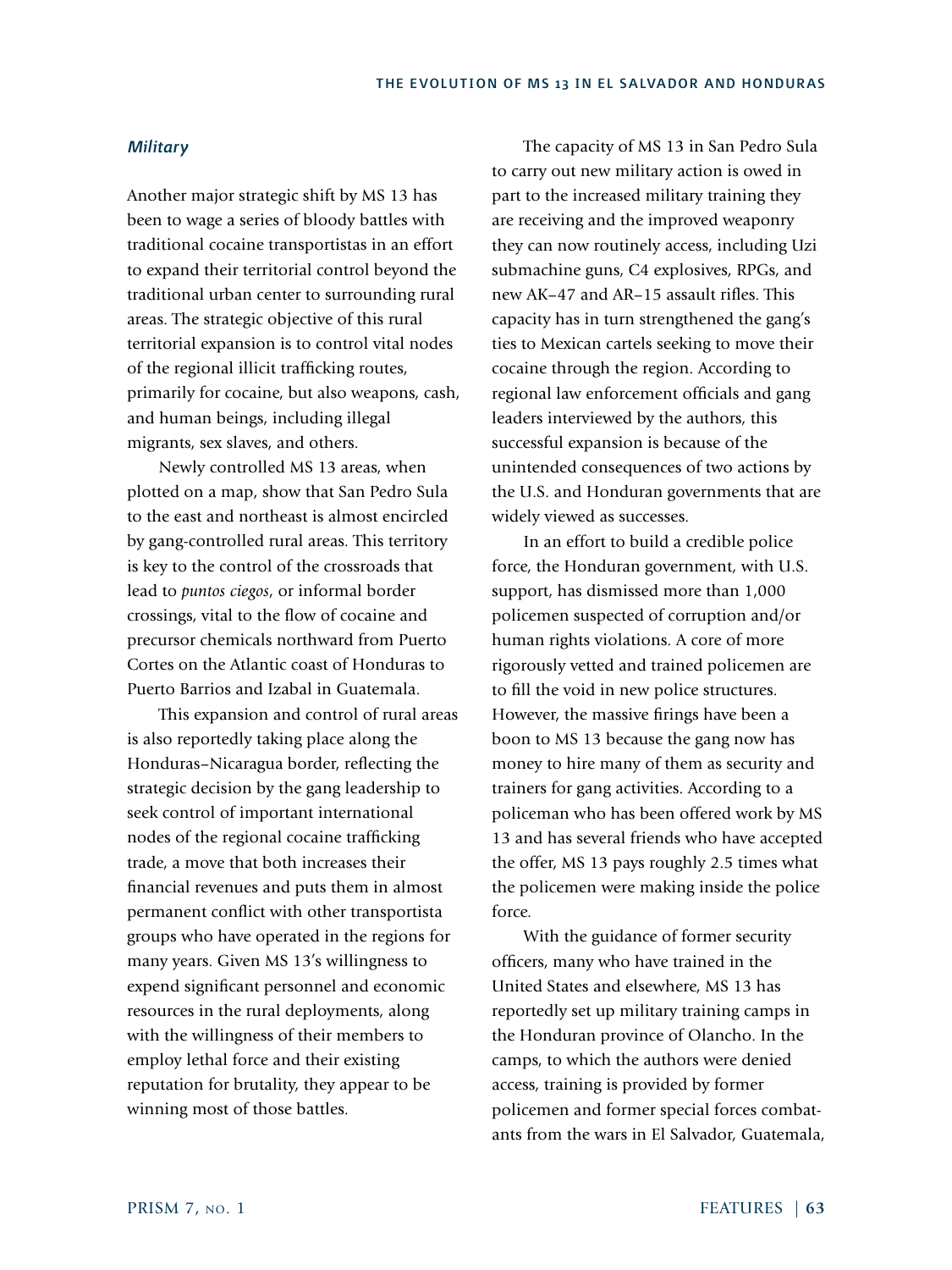### *Military*

Another major strategic shift by MS 13 has been to wage a series of bloody battles with traditional cocaine transportistas in an effort to expand their territorial control beyond the traditional urban center to surrounding rural areas. The strategic objective of this rural territorial expansion is to control vital nodes of the regional illicit trafficking routes, primarily for cocaine, but also weapons, cash, and human beings, including illegal migrants, sex slaves, and others.

Newly controlled MS 13 areas, when plotted on a map, show that San Pedro Sula to the east and northeast is almost encircled by gang-controlled rural areas. This territory is key to the control of the crossroads that lead to *puntos ciegos*, or informal border crossings, vital to the flow of cocaine and precursor chemicals northward from Puerto Cortes on the Atlantic coast of Honduras to Puerto Barrios and Izabal in Guatemala.

This expansion and control of rural areas is also reportedly taking place along the Honduras–Nicaragua border, reflecting the strategic decision by the gang leadership to seek control of important international nodes of the regional cocaine trafficking trade, a move that both increases their financial revenues and puts them in almost permanent conflict with other transportista groups who have operated in the regions for many years. Given MS 13's willingness to expend significant personnel and economic resources in the rural deployments, along with the willingness of their members to employ lethal force and their existing reputation for brutality, they appear to be winning most of those battles.

The capacity of MS 13 in San Pedro Sula to carry out new military action is owed in part to the increased military training they are receiving and the improved weaponry they can now routinely access, including Uzi submachine guns, C4 explosives, RPGs, and new AK–47 and AR–15 assault rifles. This capacity has in turn strengthened the gang's ties to Mexican cartels seeking to move their cocaine through the region. According to regional law enforcement officials and gang leaders interviewed by the authors, this successful expansion is because of the unintended consequences of two actions by the U.S. and Honduran governments that are widely viewed as successes.

In an effort to build a credible police force, the Honduran government, with U.S. support, has dismissed more than 1,000 policemen suspected of corruption and/or human rights violations. A core of more rigorously vetted and trained policemen are to fill the void in new police structures. However, the massive firings have been a boon to MS 13 because the gang now has money to hire many of them as security and trainers for gang activities. According to a policeman who has been offered work by MS 13 and has several friends who have accepted the offer, MS 13 pays roughly 2.5 times what the policemen were making inside the police force.

With the guidance of former security officers, many who have trained in the United States and elsewhere, MS 13 has reportedly set up military training camps in the Honduran province of Olancho. In the camps, to which the authors were denied access, training is provided by former policemen and former special forces combatants from the wars in El Salvador, Guatemala,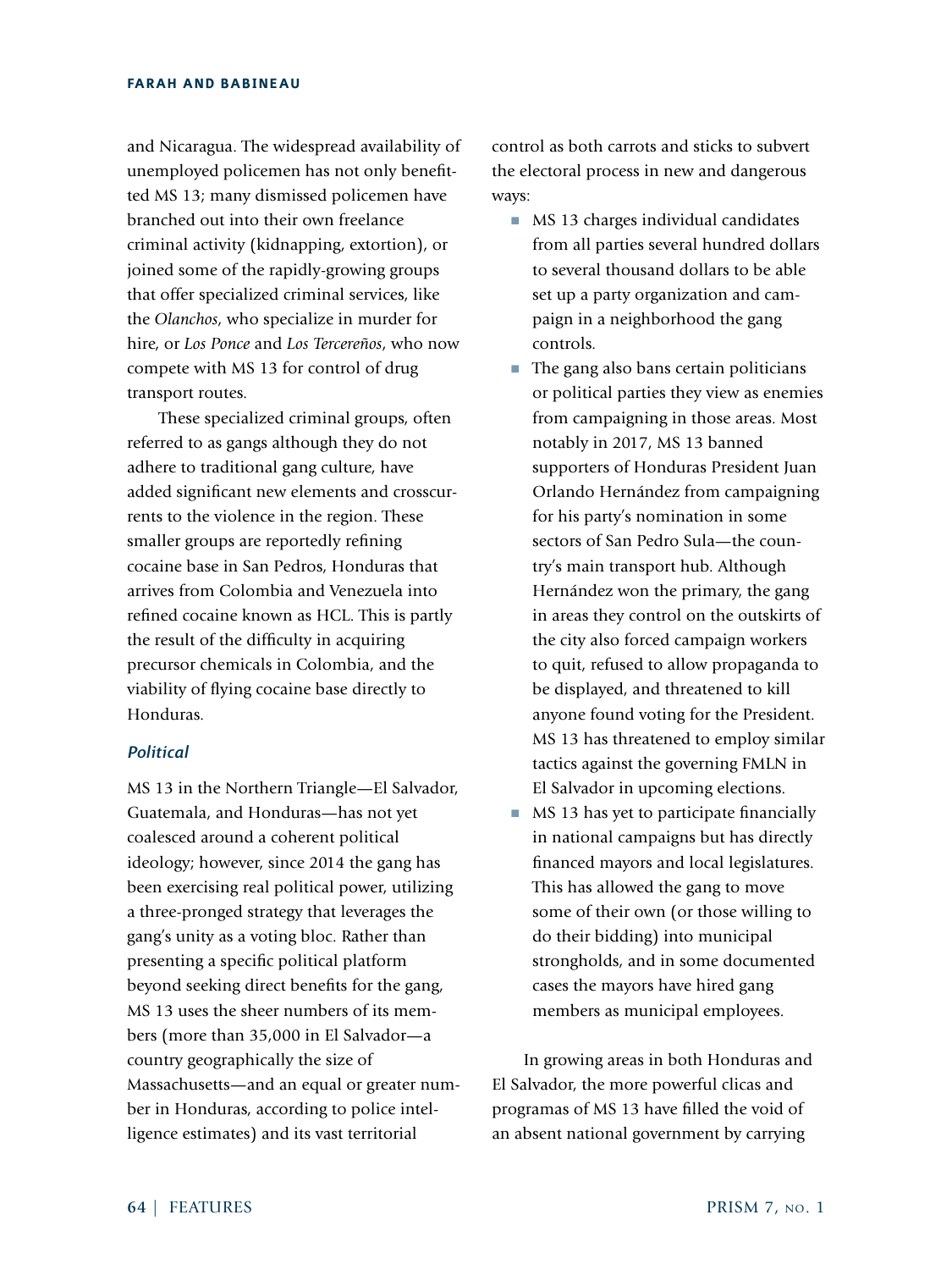and Nicaragua. The widespread availability of unemployed policemen has not only benefitted MS 13; many dismissed policemen have branched out into their own freelance criminal activity (kidnapping, extortion), or joined some of the rapidly-growing groups that offer specialized criminal services, like the *Olanchos*, who specialize in murder for hire, or *Los Ponce* and *Los Terccreños*, who now compete with MS 13 for control of drug transport routes.

These specialized criminal groups, often referred to as gangs although they do not adhere to traditional gang culture, have added significant new elements and crosscurrents to the violence in the region. These smaller groups are reportedly refining cocaine base in San Pedros, Honduras that arrives from Colombia and Venezuela into refined cocaine known as HCL. This is partly the result of the difficulty in acquiring precursor chemicals in Colombia, and the viability of flying cocaine base directly to Honduras.

### Political

MS 13 in the Northern Triangle—El Salvador, Guatemala, and Honduras—has not yet coalesced around a coherent political ideology; however, since 2014 the gang has been exercising real political power, utilizing a three-pronged strategy that leverages the gang's unity as a voting bloc. Rather than presenting a specific political platform beyond seeking direct benefits for the gang, MS 13 uses the sheer numbers of its members (more than 35,000 in El Salvador—a country geographically the size of Massachusetts—and an equal or greater number in Honduras, according to police intelligence estimates) and its vast territorial control as both carrots and sticks to subvert the electoral process in new and dangerous ways:

- MS 13 charges individual candidates from all parties several hundred dollars to several thousand dollars to be able set up a party organization and campaign in a neighborhood the gang controls.
- The gang also bans certain politicians or political parties they view as enemies from campaigning in those areas. Most notably in 2017, MS 13 banned supporters of Honduras President Juan Orlando Hernández from campaigning for his party's nomination in some sectors of San Pedro Sula—the country's main transport hub. Although Hernández won the primary, the gang in areas they control on the outskirts of the city also forced campaign workers to quit, refused to allow propaganda to be displayed, and threatened to kill anyone found voting for the President. MS 13 has threatened to employ similar tactics against the governing FMLN in El Salvador in upcoming elections.
- MS 13 has yet to participate financially in national campaigns but has directly financed mayors and local legislatures. This has allowed the gang to move some of their own (or those willing to do their bidding) into municipal strongholds, and in some documented cases the mayors have hired gang members as municipal employees.

In growing areas in both Honduras and El Salvador, the more powerful clicas and programas of MS 13 have filled the void of an absent national government by carrying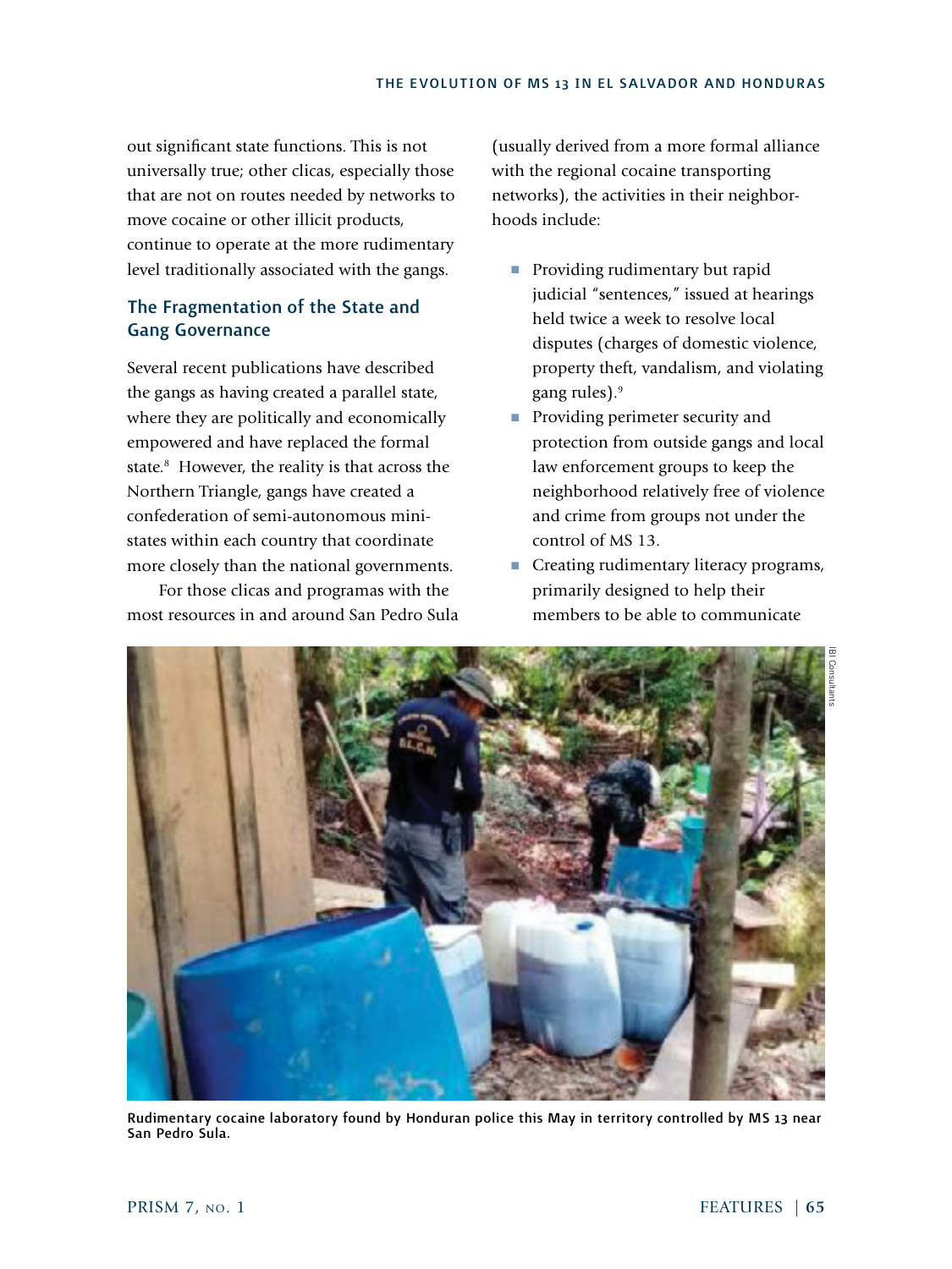out significant state functions. This is not universally true; other clicas, especially those that are not on routes needed by networks to move cocaine or other illicit products, continue to operate at the more rudimentary level traditionally associated with the gangs.

### The Fragmentation of the State and Gang Governance

Several recent publications have described the gangs as having created a parallel state, where they are politically and economically empowered and have replaced the formal state.[8] However, the reality is that across the Northern Triangle, gangs have created a confederation of semi-autonomous mini-states within each country that coordinate more closely than the national governments.

For those clicas and programas with the most resources in and around San Pedro Sula (usually derived from a more formal alliance with the regional cocaine transporting networks), the activities in their neighborhoods include:

- Providing rudimentary but rapid judicial "sentences," issued at hearings held twice a week to resolve local disputes (charges of domestic violence, property theft, vandalism, and violating gang rules).[9]
- Providing perimeter security and protection from outside gangs and local law enforcement groups to keep the neighborhood relatively free of violence and crime from groups not under the control of MS 13.
- Creating rudimentary literacy programs, primarily designed to help their members to be able to communicate

IBI Consultants

Rudimentary cocaine laboratory found by Honduran police this May in territory controlled by MS 13 near San Pedro Sula.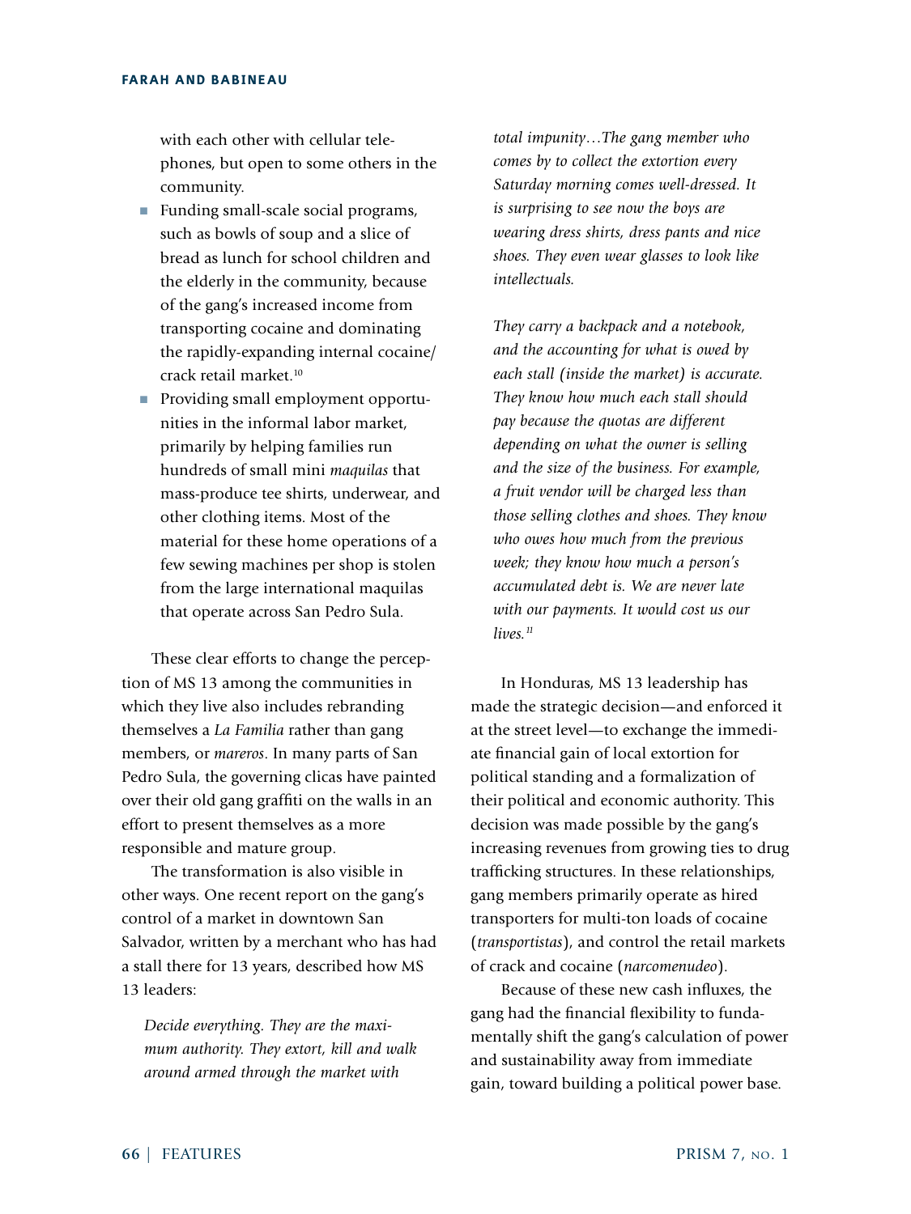with each other with cellular telephones, but open to some others in the community.

- Funding small-scale social programs, such as bowls of soup and a slice of bread as lunch for school children and the elderly in the community, because of the gang's increased income from transporting cocaine and dominating the rapidly-expanding internal cocaine/crack retail market.[10]
- Providing small employment opportunities in the informal labor market, primarily by helping families run hundreds of small mini *maquilas* that mass-produce tee shirts, underwear, and other clothing items. Most of the material for these home operations of a few sewing machines per shop is stolen from the large international maquilas that operate across San Pedro Sula.

These clear efforts to change the perception of MS 13 among the communities in which they live also includes rebranding themselves a *La Familia* rather than gang members, or *mareros*. In many parts of San Pedro Sula, the governing clicas have painted over their old gang graffiti on the walls in an effort to present themselves as a more responsible and mature group.

The transformation is also visible in other ways. One recent report on the gang's control of a market in downtown San Salvador, written by a merchant who has had a stall there for 13 years, described how MS 13 leaders:

> *Decide everything. They are the maximum authority. They extort, kill and walk around armed through the market with total impunity…The gang member who comes by to collect the extortion every Saturday morning comes well-dressed. It is surprising to see now the boys are wearing dress shirts, dress pants and nice shoes. They even wear glasses to look like intellectuals.*
>
> *They carry a backpack and a notebook, and the accounting for what is owed by each stall (inside the market) is accurate. They know how much each stall should pay because the quotas are different depending on what the owner is selling and the size of the business. For example, a fruit vendor will be charged less than those selling clothes and shoes. They know who owes how much from the previous week; they know how much a person's accumulated debt is. We are never late with our payments. It would cost us our lives.*[11]

In Honduras, MS 13 leadership has made the strategic decision—and enforced it at the street level—to exchange the immediate financial gain of local extortion for political standing and a formalization of their political and economic authority. This decision was made possible by the gang's increasing revenues from growing ties to drug trafficking structures. In these relationships, gang members primarily operate as hired transporters for multi-ton loads of cocaine (*transportistas*), and control the retail markets of crack and cocaine (*narcomenudeo*).

Because of these new cash influxes, the gang had the financial flexibility to fundamentally shift the gang's calculation of power and sustainability away from immediate gain, toward building a political power base.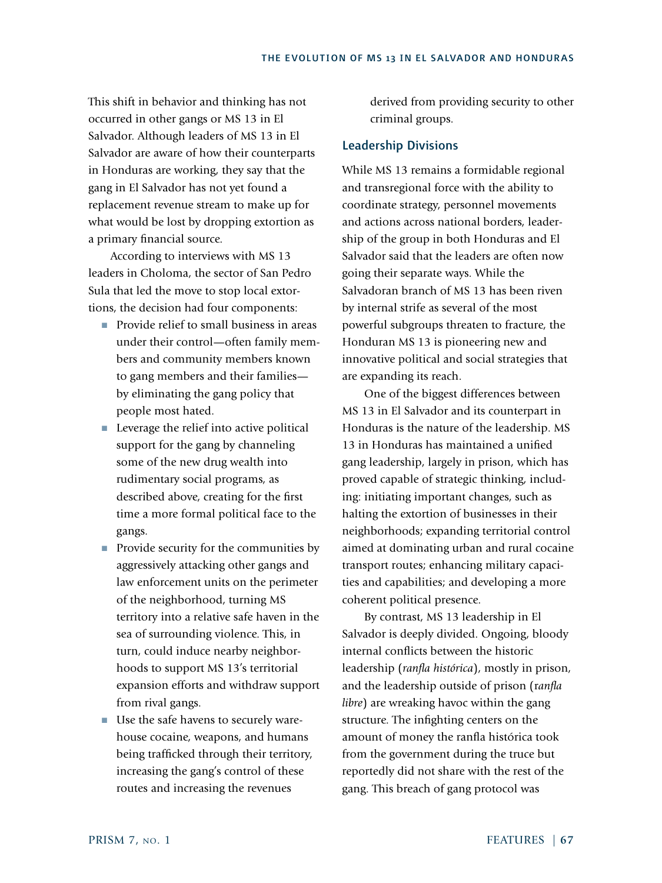This shift in behavior and thinking has not occurred in other gangs or MS 13 in El Salvador. Although leaders of MS 13 in El Salvador are aware of how their counterparts in Honduras are working, they say that the gang in El Salvador has not yet found a replacement revenue stream to make up for what would be lost by dropping extortion as a primary financial source.

According to interviews with MS 13 leaders in Choloma, the sector of San Pedro Sula that led the move to stop local extortions, the decision had four components:

- Provide relief to small business in areas under their control—often family members and community members known to gang members and their families—by eliminating the gang policy that people most hated.
- Leverage the relief into active political support for the gang by channeling some of the new drug wealth into rudimentary social programs, as described above, creating for the first time a more formal political face to the gangs.
- Provide security for the communities by aggressively attacking other gangs and law enforcement units on the perimeter of the neighborhood, turning MS territory into a relative safe haven in the sea of surrounding violence. This, in turn, could induce nearby neighborhoods to support MS 13's territorial expansion efforts and withdraw support from rival gangs.
- Use the safe havens to securely warehouse cocaine, weapons, and humans being trafficked through their territory, increasing the gang's control of these routes and increasing the revenues derived from providing security to other criminal groups.

## Leadership Divisions

While MS 13 remains a formidable regional and transregional force with the ability to coordinate strategy, personnel movements and actions across national borders, leadership of the group in both Honduras and El Salvador said that the leaders are often now going their separate ways. While the Salvadoran branch of MS 13 has been riven by internal strife as several of the most powerful subgroups threaten to fracture, the Honduran MS 13 is pioneering new and innovative political and social strategies that are expanding its reach.

One of the biggest differences between MS 13 in El Salvador and its counterpart in Honduras is the nature of the leadership. MS 13 in Honduras has maintained a unified gang leadership, largely in prison, which has proved capable of strategic thinking, including: initiating important changes, such as halting the extortion of businesses in their neighborhoods; expanding territorial control aimed at dominating urban and rural cocaine transport routes; enhancing military capacities and capabilities; and developing a more coherent political presence.

By contrast, MS 13 leadership in El Salvador is deeply divided. Ongoing, bloody internal conflicts between the historic leadership (*ranfla histórica*), mostly in prison, and the leadership outside of prison (*ranfla libre*) are wreaking havoc within the gang structure. The infighting centers on the amount of money the ranfla histórica took from the government during the truce but reportedly did not share with the rest of the gang. This breach of gang protocol was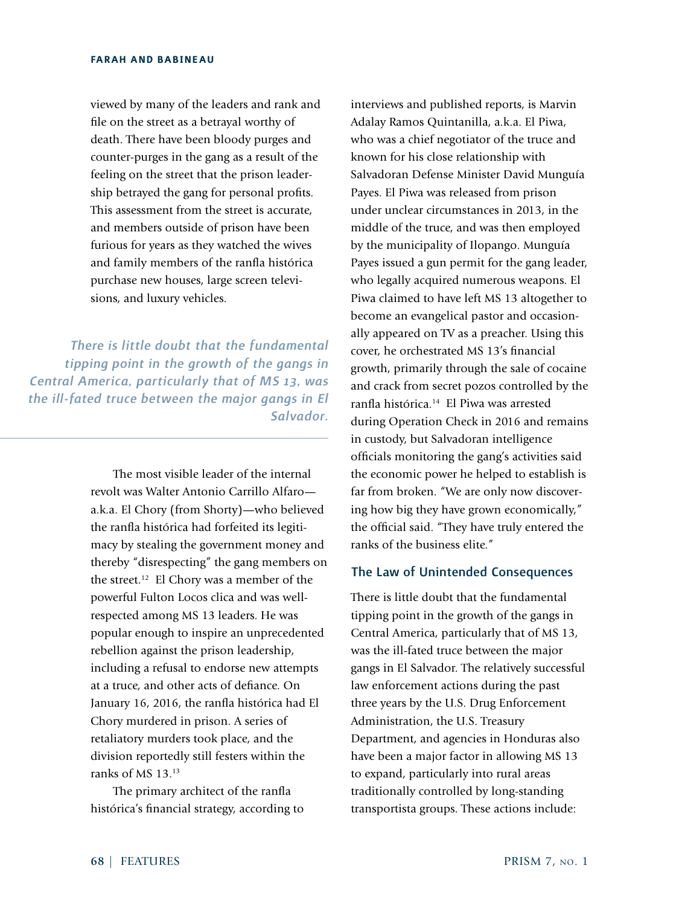viewed by many of the leaders and rank and file on the street as a betrayal worthy of death. There have been bloody purges and counter-purges in the gang as a result of the feeling on the street that the prison leadership betrayed the gang for personal profits. This assessment from the street is accurate, and members outside of prison have been furious for years as they watched the wives and family members of the ranfla histórica purchase new houses, large screen televisions, and luxury vehicles.

The most visible leader of the internal revolt was Walter Antonio Carrillo Alfaro—a.k.a. El Chory (from Shorty)—who believed the ranfla histórica had forfeited its legitimacy by stealing the government money and thereby "disrespecting" the gang members on the street.[12] El Chory was a member of the powerful Fulton Locos clica and was well-respected among MS 13 leaders. He was popular enough to inspire an unprecedented rebellion against the prison leadership, including a refusal to endorse new attempts at a truce, and other acts of defiance. On January 16, 2016, the ranfla histórica had El Chory murdered in prison. A series of retaliatory murders took place, and the division reportedly still festers within the ranks of MS 13.[13]

The primary architect of the ranfla histórica's financial strategy, according to interviews and published reports, is Marvin Adalay Ramos Quintanilla, a.k.a. El Piwa, who was a chief negotiator of the truce and known for his close relationship with Salvadoran Defense Minister David Munguía Payes. El Piwa was released from prison under unclear circumstances in 2013, in the middle of the truce, and was then employed by the municipality of Ilopango. Munguía Payes issued a gun permit for the gang leader, who legally acquired numerous weapons. El Piwa claimed to have left MS 13 altogether to become an evangelical pastor and occasionally appeared on TV as a preacher. Using this cover, he orchestrated MS 13's financial growth, primarily through the sale of cocaine and crack from secret pozos controlled by the ranfla histórica.[14] El Piwa was arrested during Operation Check in 2016 and remains in custody, but Salvadoran intelligence officials monitoring the gang's activities said the economic power he helped to establish is far from broken. "We are only now discovering how big they have grown economically," the official said. "They have truly entered the ranks of the business elite."

## The Law of Unintended Consequences

There is little doubt that the fundamental tipping point in the growth of the gangs in Central America, particularly that of MS 13, was the ill-fated truce between the major gangs in El Salvador. The relatively successful law enforcement actions during the past three years by the U.S. Drug Enforcement Administration, the U.S. Treasury Department, and agencies in Honduras also have been a major factor in allowing MS 13 to expand, particularly into rural areas traditionally controlled by long-standing transportista groups. These actions include: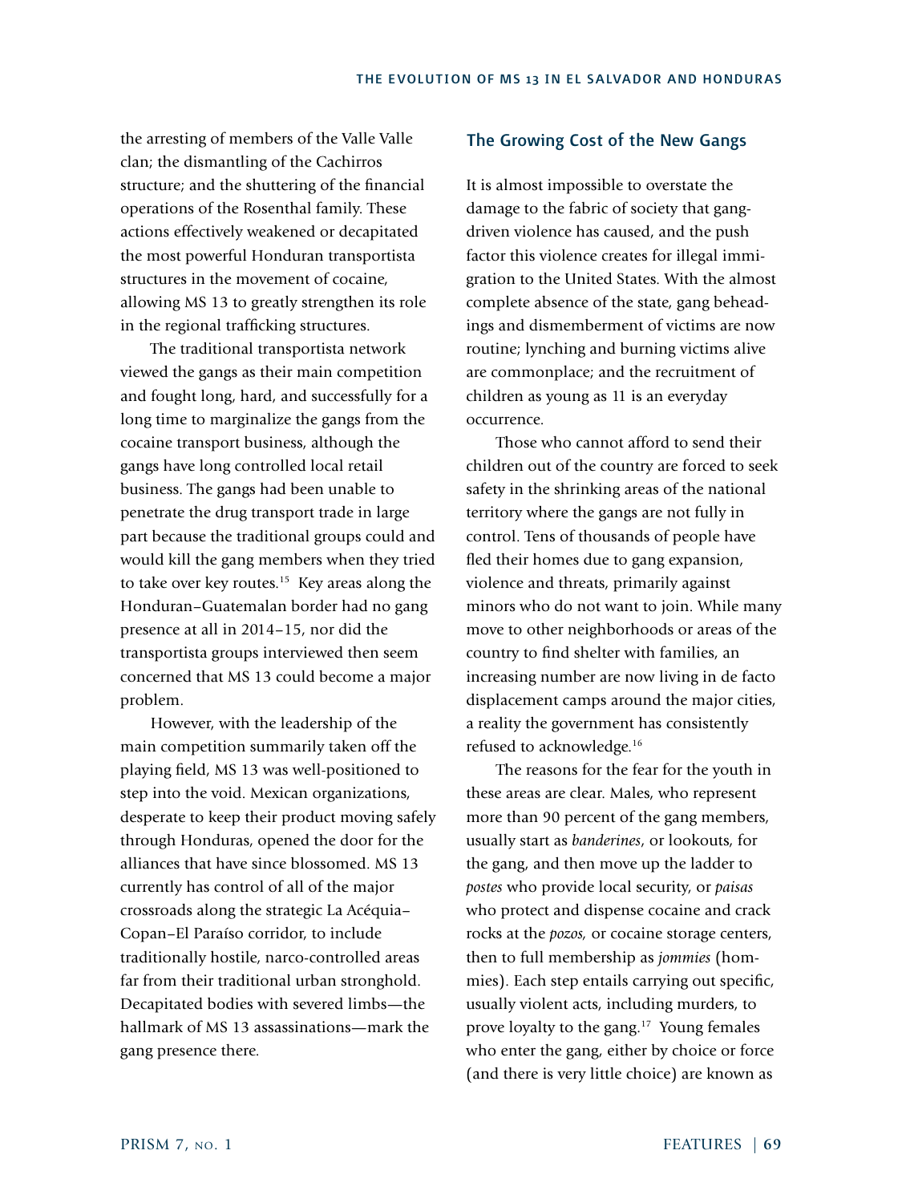the arresting of members of the Valle Valle clan; the dismantling of the Cachirros structure; and the shuttering of the financial operations of the Rosenthal family. These actions effectively weakened or decapitated the most powerful Honduran transportista structures in the movement of cocaine, allowing MS 13 to greatly strengthen its role in the regional trafficking structures.

The traditional transportista network viewed the gangs as their main competition and fought long, hard, and successfully for a long time to marginalize the gangs from the cocaine transport business, although the gangs have long controlled local retail business. The gangs had been unable to penetrate the drug transport trade in large part because the traditional groups could and would kill the gang members when they tried to take over key routes.[15] Key areas along the Honduran–Guatemalan border had no gang presence at all in 2014–15, nor did the transportista groups interviewed then seem concerned that MS 13 could become a major problem.

However, with the leadership of the main competition summarily taken off the playing field, MS 13 was well-positioned to step into the void. Mexican organizations, desperate to keep their product moving safely through Honduras, opened the door for the alliances that have since blossomed. MS 13 currently has control of all of the major crossroads along the strategic La Acéquia–Copan–El Paraíso corridor, to include traditionally hostile, narco-controlled areas far from their traditional urban stronghold. Decapitated bodies with severed limbs—the hallmark of MS 13 assassinations—mark the gang presence there.

## The Growing Cost of the New Gangs

It is almost impossible to overstate the damage to the fabric of society that gang-driven violence has caused, and the push factor this violence creates for illegal immigration to the United States. With the almost complete absence of the state, gang beheadings and dismemberment of victims are now routine; lynching and burning victims alive are commonplace; and the recruitment of children as young as 11 is an everyday occurrence.

Those who cannot afford to send their children out of the country are forced to seek safety in the shrinking areas of the national territory where the gangs are not fully in control. Tens of thousands of people have fled their homes due to gang expansion, violence and threats, primarily against minors who do not want to join. While many move to other neighborhoods or areas of the country to find shelter with families, an increasing number are now living in de facto displacement camps around the major cities, a reality the government has consistently refused to acknowledge.[16]

The reasons for the fear for the youth in these areas are clear. Males, who represent more than 90 percent of the gang members, usually start as *banderines*, or lookouts, for the gang, and then move up the ladder to *postes* who provide local security, or *paisas* who protect and dispense cocaine and crack rocks at the *pozos,* or cocaine storage centers, then to full membership as *jommies* (hommies). Each step entails carrying out specific, usually violent acts, including murders, to prove loyalty to the gang.[17] Young females who enter the gang, either by choice or force (and there is very little choice) are known as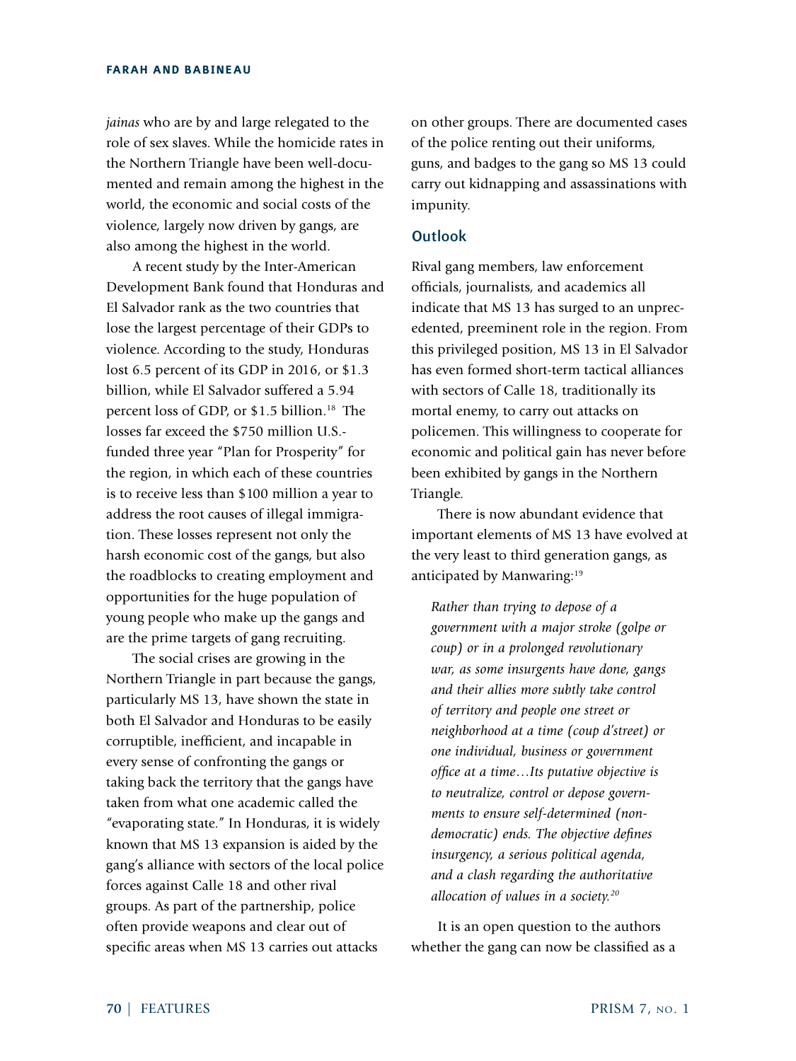*jainas* who are by and large relegated to the role of sex slaves. While the homicide rates in the Northern Triangle have been well-documented and remain among the highest in the world, the economic and social costs of the violence, largely now driven by gangs, are also among the highest in the world.

A recent study by the Inter-American Development Bank found that Honduras and El Salvador rank as the two countries that lose the largest percentage of their GDPs to violence. According to the study, Honduras lost 6.5 percent of its GDP in 2016, or $1.3 billion, while El Salvador suffered a 5.94 percent loss of GDP, or $1.5 billion.[18] The losses far exceed the $750 million U.S.-funded three year "Plan for Prosperity" for the region, in which each of these countries is to receive less than $100 million a year to address the root causes of illegal immigration. These losses represent not only the harsh economic cost of the gangs, but also the roadblocks to creating employment and opportunities for the huge population of young people who make up the gangs and are the prime targets of gang recruiting.

The social crises are growing in the Northern Triangle in part because the gangs, particularly MS 13, have shown the state in both El Salvador and Honduras to be easily corruptible, inefficient, and incapable in every sense of confronting the gangs or taking back the territory that the gangs have taken from what one academic called the "evaporating state." In Honduras, it is widely known that MS 13 expansion is aided by the gang's alliance with sectors of the local police forces against Calle 18 and other rival groups. As part of the partnership, police often provide weapons and clear out of specific areas when MS 13 carries out attacks on other groups. There are documented cases of the police renting out their uniforms, guns, and badges to the gang so MS 13 could carry out kidnapping and assassinations with impunity.

## Outlook

Rival gang members, law enforcement officials, journalists, and academics all indicate that MS 13 has surged to an unprecedented, preeminent role in the region. From this privileged position, MS 13 in El Salvador has even formed short-term tactical alliances with sectors of Calle 18, traditionally its mortal enemy, to carry out attacks on policemen. This willingness to cooperate for economic and political gain has never before been exhibited by gangs in the Northern Triangle.

There is now abundant evidence that important elements of MS 13 have evolved at the very least to third generation gangs, as anticipated by Manwaring:[19]

> *Rather than trying to depose of a government with a major stroke (golpe or coup) or in a prolonged revolutionary war, as some insurgents have done, gangs and their allies more subtly take control of territory and people one street or neighborhood at a time (coup d'street) or one individual, business or government office at a time…Its putative objective is to neutralize, control or depose governments to ensure self-determined (non-democratic) ends. The objective defines insurgency, a serious political agenda, and a clash regarding the authoritative allocation of values in a society.*[20]

It is an open question to the authors whether the gang can now be classified as a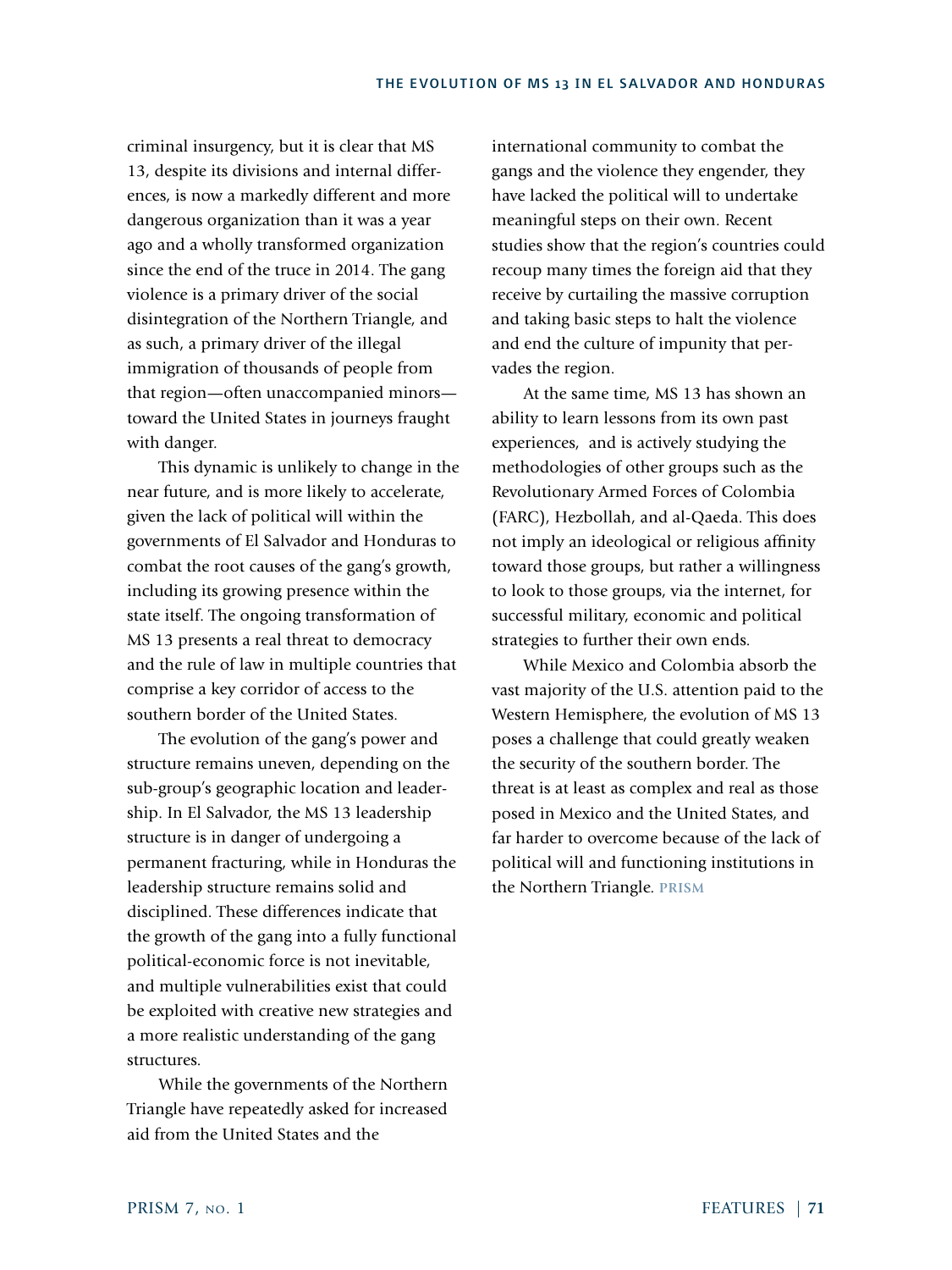criminal insurgency, but it is clear that MS 13, despite its divisions and internal differences, is now a markedly different and more dangerous organization than it was a year ago and a wholly transformed organization since the end of the truce in 2014. The gang violence is a primary driver of the social disintegration of the Northern Triangle, and as such, a primary driver of the illegal immigration of thousands of people from that region—often unaccompanied minors—toward the United States in journeys fraught with danger.

This dynamic is unlikely to change in the near future, and is more likely to accelerate, given the lack of political will within the governments of El Salvador and Honduras to combat the root causes of the gang's growth, including its growing presence within the state itself. The ongoing transformation of MS 13 presents a real threat to democracy and the rule of law in multiple countries that comprise a key corridor of access to the southern border of the United States.

The evolution of the gang's power and structure remains uneven, depending on the sub-group's geographic location and leadership. In El Salvador, the MS 13 leadership structure is in danger of undergoing a permanent fracturing, while in Honduras the leadership structure remains solid and disciplined. These differences indicate that the growth of the gang into a fully functional political-economic force is not inevitable, and multiple vulnerabilities exist that could be exploited with creative new strategies and a more realistic understanding of the gang structures.

While the governments of the Northern Triangle have repeatedly asked for increased aid from the United States and the international community to combat the gangs and the violence they engender, they have lacked the political will to undertake meaningful steps on their own. Recent studies show that the region's countries could recoup many times the foreign aid that they receive by curtailing the massive corruption and taking basic steps to halt the violence and end the culture of impunity that pervades the region.

At the same time, MS 13 has shown an ability to learn lessons from its own past experiences, and is actively studying the methodologies of other groups such as the Revolutionary Armed Forces of Colombia (FARC), Hezbollah, and al-Qaeda. This does not imply an ideological or religious affinity toward those groups, but rather a willingness to look to those groups, via the internet, for successful military, economic and political strategies to further their own ends.

While Mexico and Colombia absorb the vast majority of the U.S. attention paid to the Western Hemisphere, the evolution of MS 13 poses a challenge that could greatly weaken the security of the southern border. The threat is at least as complex and real as those posed in Mexico and the United States, and far harder to overcome because of the lack of political will and functioning institutions in the Northern Triangle. PRISM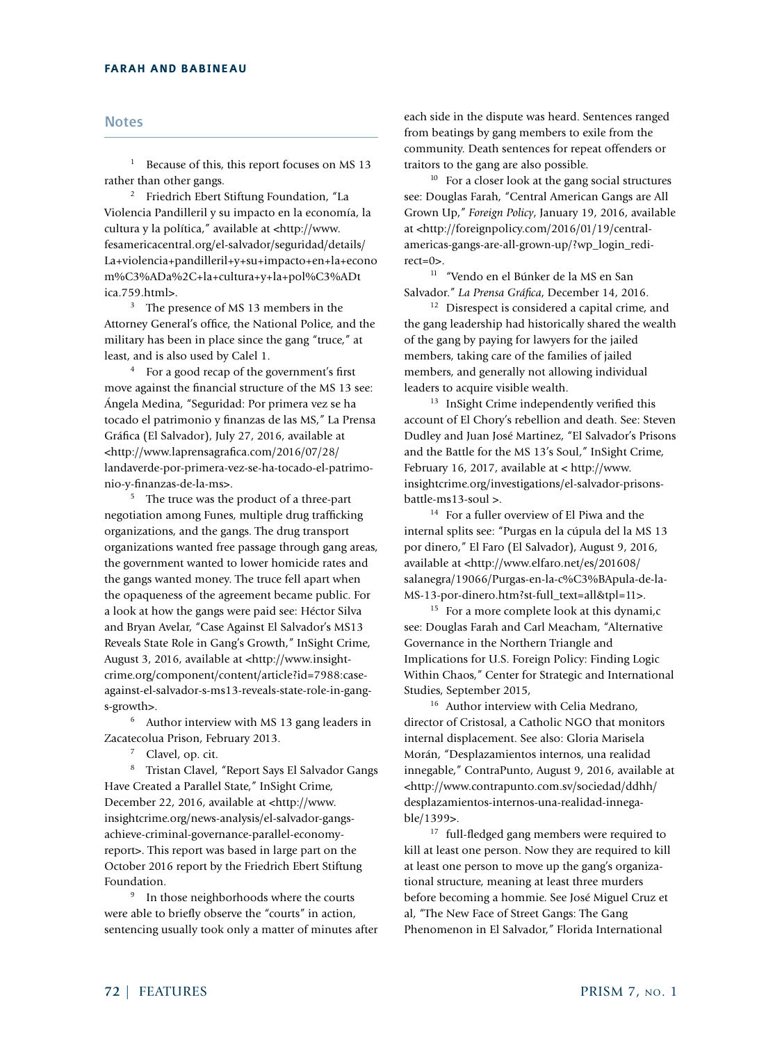## Notes

[1] Because of this, this report focuses on MS 13 rather than other gangs.

[2] Friedrich Ebert Stiftung Foundation, "La Violencia Pandilleril y su impacto en la economía, la cultura y la política," available at <http://www.fesamericacentral.org/el-salvador/seguridad/details/La+violencia+pandilleril+y+su+impacto+en+la+economm%C3%ADa%2C+la+cultura+y+la+pol%C3%ADtica.759.html>.

[3] The presence of MS 13 members in the Attorney General's office, the National Police, and the military has been in place since the gang "truce," at least, and is also used by Calel 1.

[4] For a good recap of the government's first move against the financial structure of the MS 13 see: Ángela Medina, "Seguridad: Por primera vez se ha tocado el patrimonio y finanzas de las MS," La Prensa Gráfica (El Salvador), July 27, 2016, available at <http://www.laprensagrafica.com/2016/07/28/landaverde-por-primera-vez-se-ha-tocado-el-patrimonio-y-finanzas-de-la-ms>.

[5] The truce was the product of a three-part negotiation among Funes, multiple drug trafficking organizations, and the gangs. The drug transport organizations wanted free passage through gang areas, the government wanted to lower homicide rates and the gangs wanted money. The truce fell apart when the opaqueness of the agreement became public. For a look at how the gangs were paid see: Héctor Silva and Bryan Avelar, "Case Against El Salvador's MS13 Reveals State Role in Gang's Growth," InSight Crime, August 3, 2016, available at <http://www.insightcrime.org/component/content/article?id=7988:case-against-el-salvador-s-ms13-reveals-state-role-in-gang-s-growth>.

[6] Author interview with MS 13 gang leaders in Zacatecolua Prison, February 2013.

[7] Clavel, op. cit.

[8] Tristan Clavel, "Report Says El Salvador Gangs Have Created a Parallel State," InSight Crime, December 22, 2016, available at <http://www.insightcrime.org/news-analysis/el-salvador-gangs-achieve-criminal-governance-parallel-economy-report>. This report was based in large part on the October 2016 report by the Friedrich Ebert Stiftung Foundation.

[9] In those neighborhoods where the courts were able to briefly observe the "courts" in action, sentencing usually took only a matter of minutes after each side in the dispute was heard. Sentences ranged from beatings by gang members to exile from the community. Death sentences for repeat offenders or traitors to the gang are also possible.

[10] For a closer look at the gang social structures see: Douglas Farah, "Central American Gangs are All Grown Up," *Foreign Policy*, January 19, 2016, available at <http://foreignpolicy.com/2016/01/19/central-americas-gangs-are-all-grown-up/?wp_login_redirect=0>.

[11] "Vendo en el Búnker de la MS en San Salvador." *La Prensa Gráfica*, December 14, 2016.

[12] Disrespect is considered a capital crime, and the gang leadership had historically shared the wealth of the gang by paying for lawyers for the jailed members, taking care of the families of jailed members, and generally not allowing individual leaders to acquire visible wealth.

[13] InSight Crime independently verified this account of El Chory's rebellion and death. See: Steven Dudley and Juan José Martinez, "El Salvador's Prisons and the Battle for the MS 13's Soul," InSight Crime, February 16, 2017, available at < http://www.insightcrime.org/investigations/el-salvador-prisons-battle-ms13-soul >.

[14] For a fuller overview of El Piwa and the internal splits see: "Purgas en la cúpula del la MS 13 por dinero," El Faro (El Salvador), August 9, 2016, available at <http://www.elfaro.net/es/201608/salanegra/19066/Purgas-en-la-c%C3%BApula-de-la-MS-13-por-dinero.htm?st-full_text=all&tpl=11>.

[15] For a more complete look at this dynami,c see: Douglas Farah and Carl Meacham, "Alternative Governance in the Northern Triangle and Implications for U.S. Foreign Policy: Finding Logic Within Chaos," Center for Strategic and International Studies, September 2015,

[16] Author interview with Celia Medrano, director of Cristosal, a Catholic NGO that monitors internal displacement. See also: Gloria Marisela Morán, "Desplazamientos internos, una realidad innegable," ContraPunto, August 9, 2016, available at <http://www.contrapunto.com.sv/sociedad/ddhh/desplazamientos-internos-una-realidad-innegable/1399>.

[17] full-fledged gang members were required to kill at least one person. Now they are required to kill at least one person to move up the gang's organizational structure, meaning at least three murders before becoming a hommie. See José Miguel Cruz et al, "The New Face of Street Gangs: The Gang Phenomenon in El Salvador," Florida International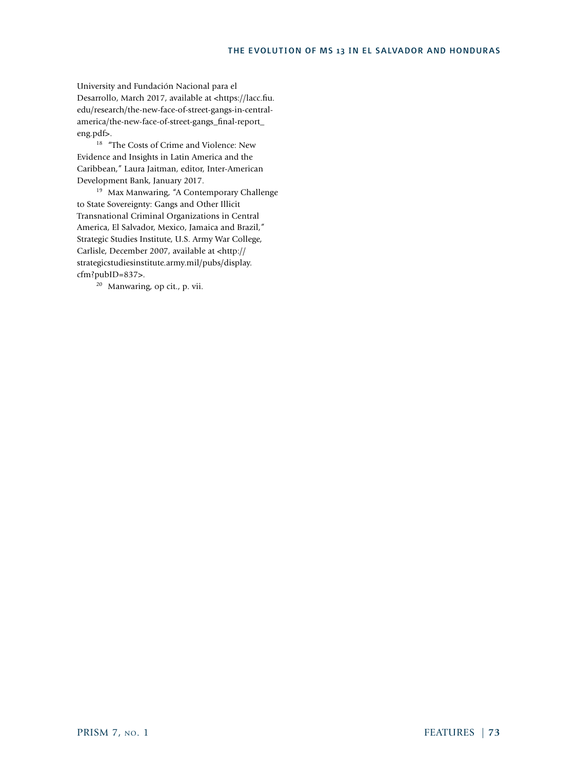University and Fundación Nacional para el Desarrollo, March 2017, available at <https://lacc.fiu.edu/research/the-new-face-of-street-gangs-in-central-america/the-new-face-of-street-gangs_final-report_eng.pdf>.

[18] "The Costs of Crime and Violence: New Evidence and Insights in Latin America and the Caribbean," Laura Jaitman, editor, Inter-American Development Bank, January 2017.

[19] Max Manwaring, "A Contemporary Challenge to State Sovereignty: Gangs and Other Illicit Transnational Criminal Organizations in Central America, El Salvador, Mexico, Jamaica and Brazil," Strategic Studies Institute, U.S. Army War College, Carlisle, December 2007, available at <http://strategicstudiesinstitute.army.mil/pubs/display.cfm?pubID=837>.

[20] Manwaring, op cit., p. vii.